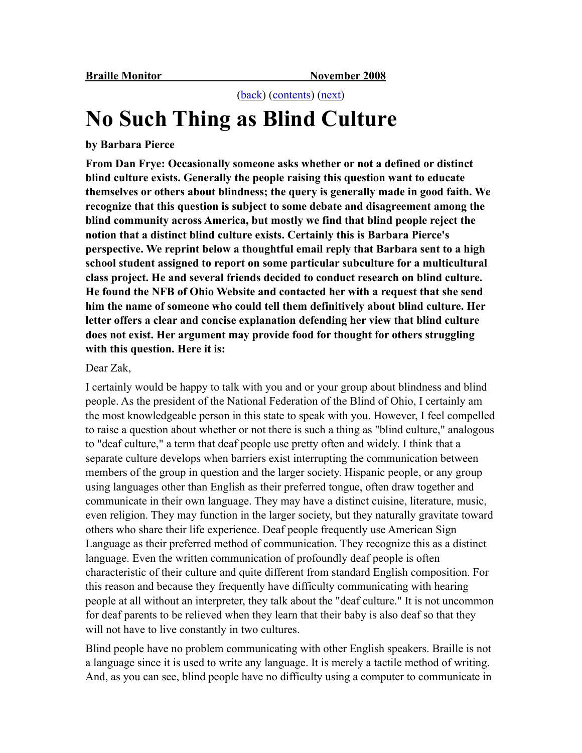**Braille Monitor November 2008**

(back) (contents) (next)

# No Such Thing as Blind Culture

**by Barbara Pierce**

**From Dan Frye: Occasionally someone asks whether or not a defined or distinct blind culture exists. Generally the people raising this question want to educate themselves or others about blindness; the query is generally made in good faith. We recognize that this question is subject to some debate and disagreement among the blind community across America, but mostly we find that blind people reject the notion that a distinct blind culture exists. Certainly this is Barbara Pierce's perspective. We reprint below a thoughtful email reply that Barbara sent to a high school student assigned to report on some particular subculture for a multicultural class project. He and several friends decided to conduct research on blind culture. He found the NFB of Ohio Website and contacted her with a request that she send him the name of someone who could tell them definitively about blind culture. Her letter offers a clear and concise explanation defending her view that blind culture does not exist. Her argument may provide food for thought for others struggling with this question. Here it is:**

Dear Zak,

I certainly would be happy to talk with you and or your group about blindness and blind people. As the president of the National Federation of the Blind of Ohio, I certainly am the most knowledgeable person in this state to speak with you. However, I feel compelled to raise a question about whether or not there is such a thing as "blind culture," analogous to "deaf culture," a term that deaf people use pretty often and widely. I think that a separate culture develops when barriers exist interrupting the communication between members of the group in question and the larger society. Hispanic people, or any group using languages other than English as their preferred tongue, often draw together and communicate in their own language. They may have a distinct cuisine, literature, music, even religion. They may function in the larger society, but they naturally gravitate toward others who share their life experience. Deaf people frequently use American Sign Language as their preferred method of communication. They recognize this as a distinct language. Even the written communication of profoundly deaf people is often characteristic of their culture and quite different from standard English composition. For this reason and because they frequently have difficulty communicating with hearing people at all without an interpreter, they talk about the "deaf culture." It is not uncommon for deaf parents to be relieved when they learn that their baby is also deaf so that they will not have to live constantly in two cultures.

Blind people have no problem communicating with other English speakers. Braille is not a language since it is used to write any language. It is merely a tactile method of writing. And, as you can see, blind people have no difficulty using a computer to communicate in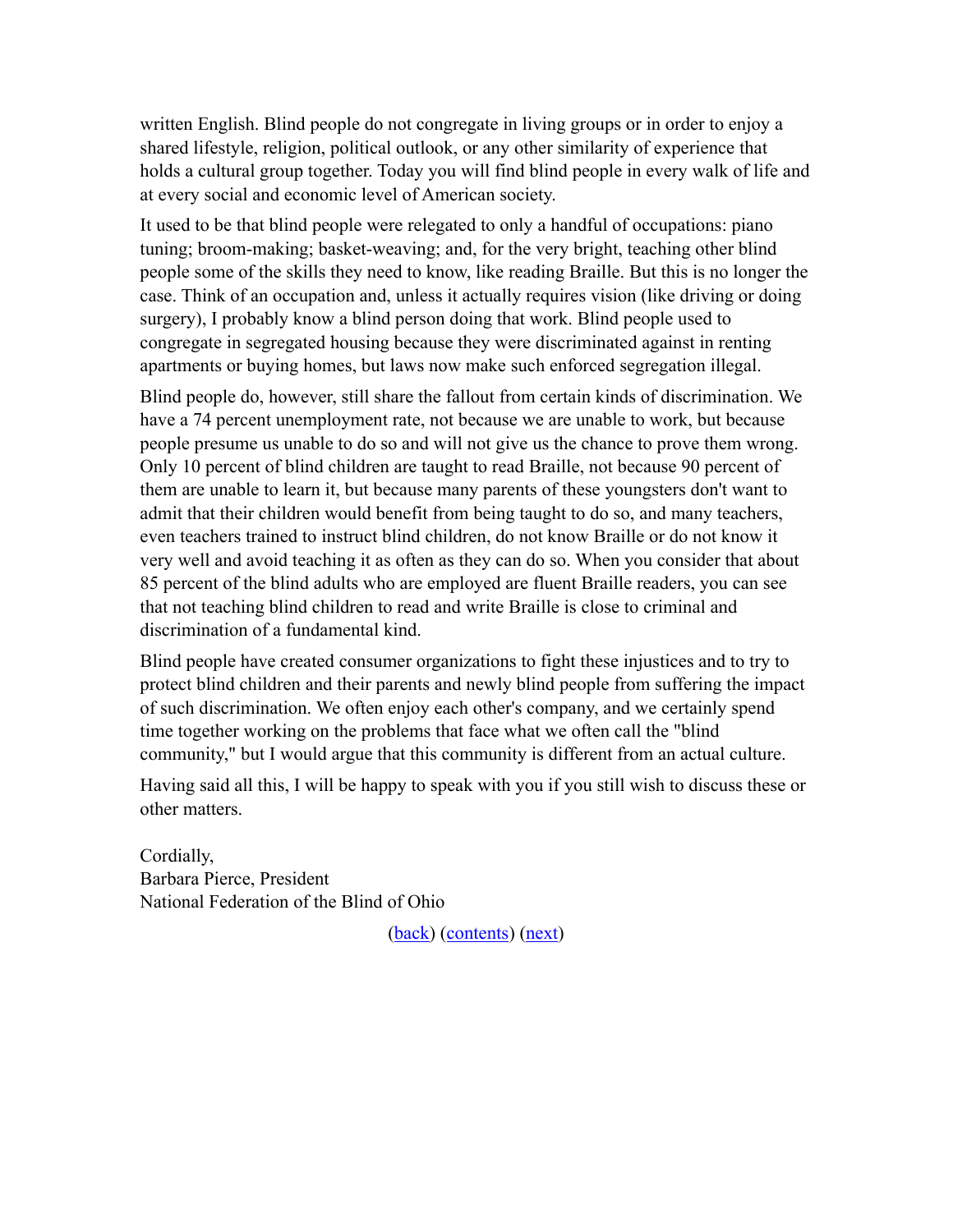written English. Blind people do not congregate in living groups or in order to enjoy a shared lifestyle, religion, political outlook, or any other similarity of experience that holds a cultural group together. Today you will find blind people in every walk of life and at every social and economic level of American society.

It used to be that blind people were relegated to only a handful of occupations: piano tuning; broom-making; basket-weaving; and, for the very bright, teaching other blind people some of the skills they need to know, like reading Braille. But this is no longer the case. Think of an occupation and, unless it actually requires vision (like driving or doing surgery), I probably know a blind person doing that work. Blind people used to congregate in segregated housing because they were discriminated against in renting apartments or buying homes, but laws now make such enforced segregation illegal.

Blind people do, however, still share the fallout from certain kinds of discrimination. We have a 74 percent unemployment rate, not because we are unable to work, but because people presume us unable to do so and will not give us the chance to prove them wrong. Only 10 percent of blind children are taught to read Braille, not because 90 percent of them are unable to learn it, but because many parents of these youngsters don't want to admit that their children would benefit from being taught to do so, and many teachers, even teachers trained to instruct blind children, do not know Braille or do not know it very well and avoid teaching it as often as they can do so. When you consider that about 85 percent of the blind adults who are employed are fluent Braille readers, you can see that not teaching blind children to read and write Braille is close to criminal and discrimination of a fundamental kind.

Blind people have created consumer organizations to fight these injustices and to try to protect blind children and their parents and newly blind people from suffering the impact of such discrimination. We often enjoy each other's company, and we certainly spend time together working on the problems that face what we often call the "blind community," but I would argue that this community is different from an actual culture.

Having said all this, I will be happy to speak with you if you still wish to discuss these or other matters.

Cordially,
Barbara Pierce, President
National Federation of the Blind of Ohio

(back) (contents) (next)